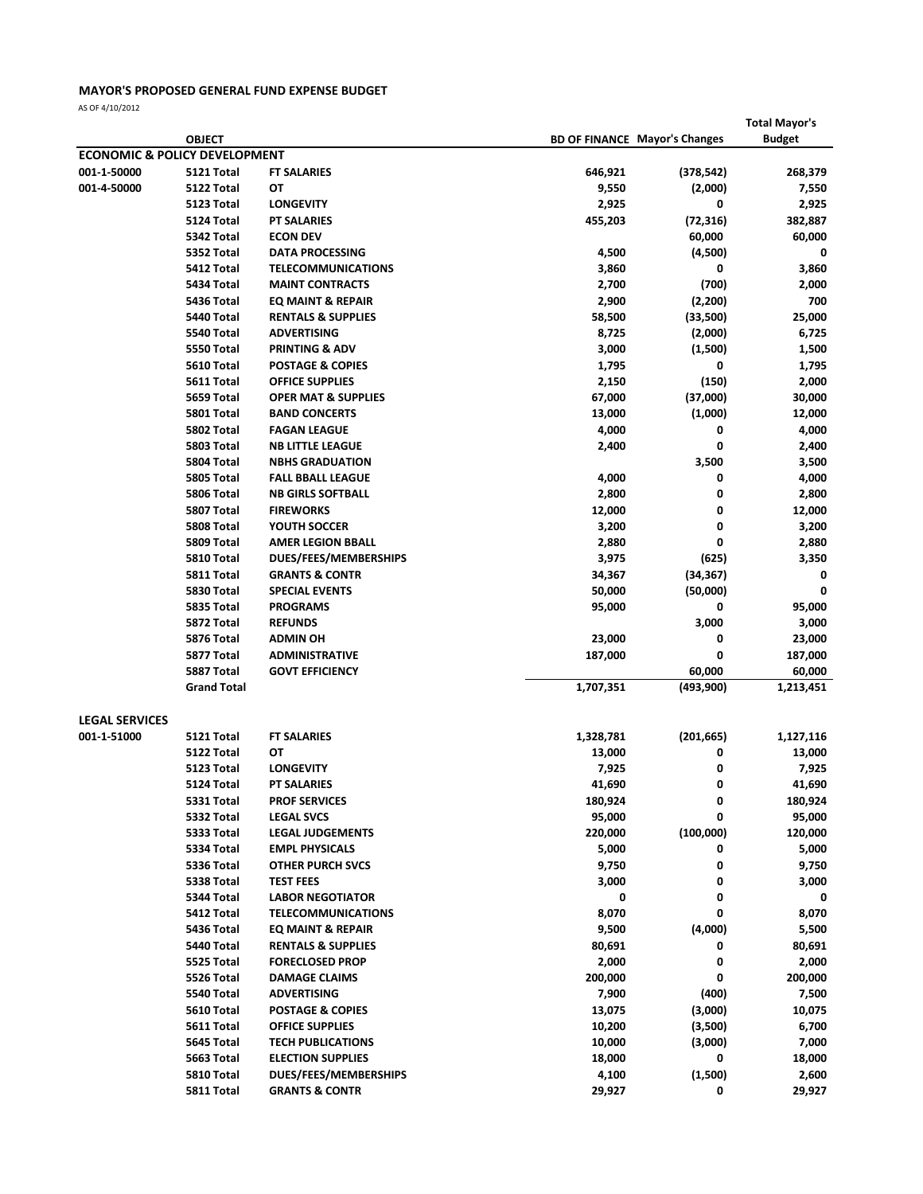# MAYOR'S PROPOSED GENERAL FUND EXPENSE BUDGET

AS OF 4/10/2012

| | OBJECT | | BD OF FINANCE | Mayor's Changes | Total Mayor's Budget |
|---|---|---|---|---|---|
| **ECONOMIC & POLICY DEVELOPMENT** | | | | | |
| 001-1-50000 | 5121 Total | FT SALARIES | 646,921 | (378,542) | 268,379 |
| 001-4-50000 | 5122 Total | OT | 9,550 | (2,000) | 7,550 |
| | 5123 Total | LONGEVITY | 2,925 | 0 | 2,925 |
| | 5124 Total | PT SALARIES | 455,203 | (72,316) | 382,887 |
| | 5342 Total | ECON DEV | | 60,000 | 60,000 |
| | 5352 Total | DATA PROCESSING | 4,500 | (4,500) | 0 |
| | 5412 Total | TELECOMMUNICATIONS | 3,860 | 0 | 3,860 |
| | 5434 Total | MAINT CONTRACTS | 2,700 | (700) | 2,000 |
| | 5436 Total | EQ MAINT & REPAIR | 2,900 | (2,200) | 700 |
| | 5440 Total | RENTALS & SUPPLIES | 58,500 | (33,500) | 25,000 |
| | 5540 Total | ADVERTISING | 8,725 | (2,000) | 6,725 |
| | 5550 Total | PRINTING & ADV | 3,000 | (1,500) | 1,500 |
| | 5610 Total | POSTAGE & COPIES | 1,795 | 0 | 1,795 |
| | 5611 Total | OFFICE SUPPLIES | 2,150 | (150) | 2,000 |
| | 5659 Total | OPER MAT & SUPPLIES | 67,000 | (37,000) | 30,000 |
| | 5801 Total | BAND CONCERTS | 13,000 | (1,000) | 12,000 |
| | 5802 Total | FAGAN LEAGUE | 4,000 | 0 | 4,000 |
| | 5803 Total | NB LITTLE LEAGUE | 2,400 | 0 | 2,400 |
| | 5804 Total | NBHS GRADUATION | | 3,500 | 3,500 |
| | 5805 Total | FALL BBALL LEAGUE | 4,000 | 0 | 4,000 |
| | 5806 Total | NB GIRLS SOFTBALL | 2,800 | 0 | 2,800 |
| | 5807 Total | FIREWORKS | 12,000 | 0 | 12,000 |
| | 5808 Total | YOUTH SOCCER | 3,200 | 0 | 3,200 |
| | 5809 Total | AMER LEGION BBALL | 2,880 | 0 | 2,880 |
| | 5810 Total | DUES/FEES/MEMBERSHIPS | 3,975 | (625) | 3,350 |
| | 5811 Total | GRANTS & CONTR | 34,367 | (34,367) | 0 |
| | 5830 Total | SPECIAL EVENTS | 50,000 | (50,000) | 0 |
| | 5835 Total | PROGRAMS | 95,000 | 0 | 95,000 |
| | 5872 Total | REFUNDS | | 3,000 | 3,000 |
| | 5876 Total | ADMIN OH | 23,000 | 0 | 23,000 |
| | 5877 Total | ADMINISTRATIVE | 187,000 | 0 | 187,000 |
| | 5887 Total | GOVT EFFICIENCY | | 60,000 | 60,000 |
| | **Grand Total** | | 1,707,351 | (493,900) | 1,213,451 |
| **LEGAL SERVICES** | | | | | |
| 001-1-51000 | 5121 Total | FT SALARIES | 1,328,781 | (201,665) | 1,127,116 |
| | 5122 Total | OT | 13,000 | 0 | 13,000 |
| | 5123 Total | LONGEVITY | 7,925 | 0 | 7,925 |
| | 5124 Total | PT SALARIES | 41,690 | 0 | 41,690 |
| | 5331 Total | PROF SERVICES | 180,924 | 0 | 180,924 |
| | 5332 Total | LEGAL SVCS | 95,000 | 0 | 95,000 |
| | 5333 Total | LEGAL JUDGEMENTS | 220,000 | (100,000) | 120,000 |
| | 5334 Total | EMPL PHYSICALS | 5,000 | 0 | 5,000 |
| | 5336 Total | OTHER PURCH SVCS | 9,750 | 0 | 9,750 |
| | 5338 Total | TEST FEES | 3,000 | 0 | 3,000 |
| | 5344 Total | LABOR NEGOTIATOR | 0 | 0 | 0 |
| | 5412 Total | TELECOMMUNICATIONS | 8,070 | 0 | 8,070 |
| | 5436 Total | EQ MAINT & REPAIR | 9,500 | (4,000) | 5,500 |
| | 5440 Total | RENTALS & SUPPLIES | 80,691 | 0 | 80,691 |
| | 5525 Total | FORECLOSED PROP | 2,000 | 0 | 2,000 |
| | 5526 Total | DAMAGE CLAIMS | 200,000 | 0 | 200,000 |
| | 5540 Total | ADVERTISING | 7,900 | (400) | 7,500 |
| | 5610 Total | POSTAGE & COPIES | 13,075 | (3,000) | 10,075 |
| | 5611 Total | OFFICE SUPPLIES | 10,200 | (3,500) | 6,700 |
| | 5645 Total | TECH PUBLICATIONS | 10,000 | (3,000) | 7,000 |
| | 5663 Total | ELECTION SUPPLIES | 18,000 | 0 | 18,000 |
| | 5810 Total | DUES/FEES/MEMBERSHIPS | 4,100 | (1,500) | 2,600 |
| | 5811 Total | GRANTS & CONTR | 29,927 | 0 | 29,927 |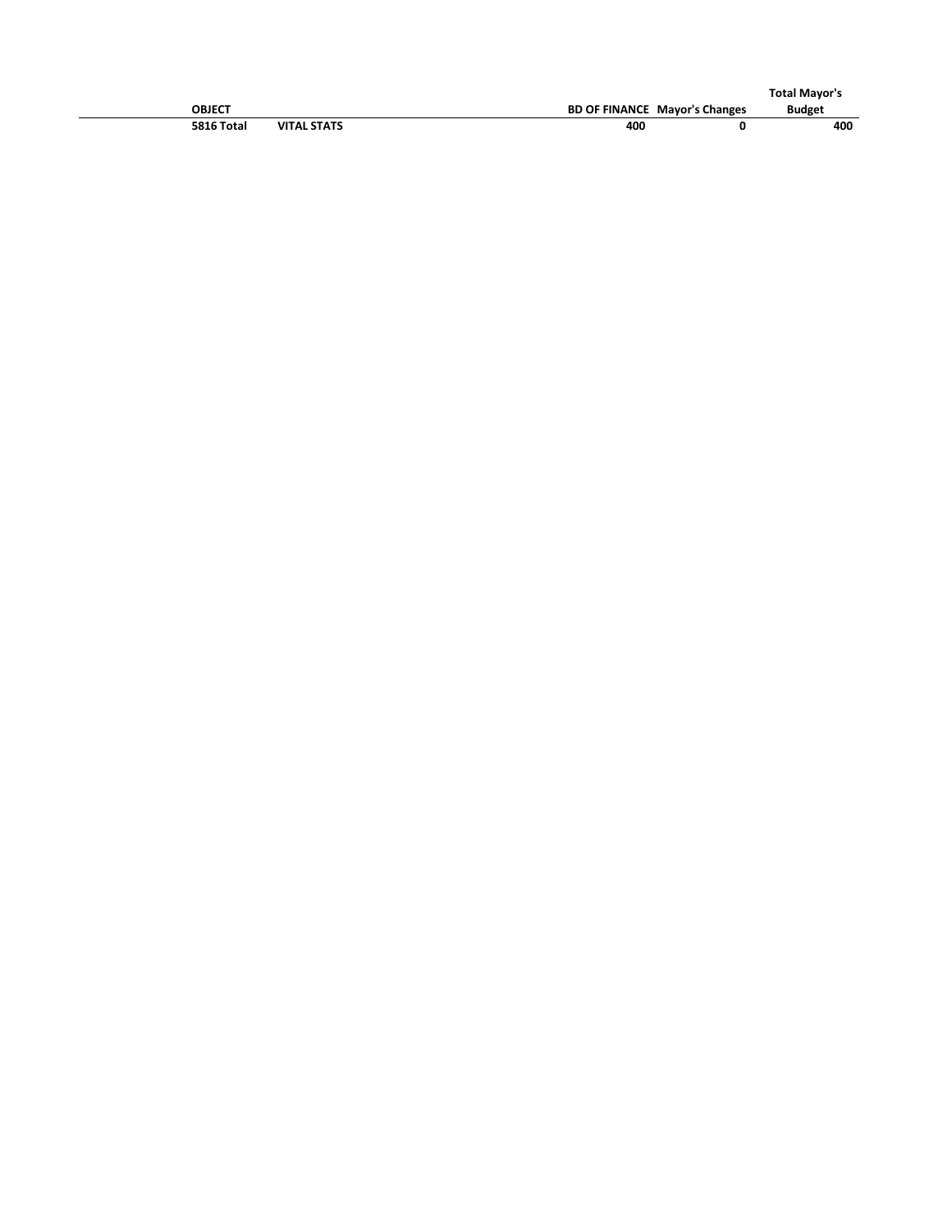| OBJECT | | BD OF FINANCE | Mayor's Changes | Total Mayor's Budget |
|---|---|---|---|---|
| **5816 Total** | **VITAL STATS** | **400** | **0** | **400** |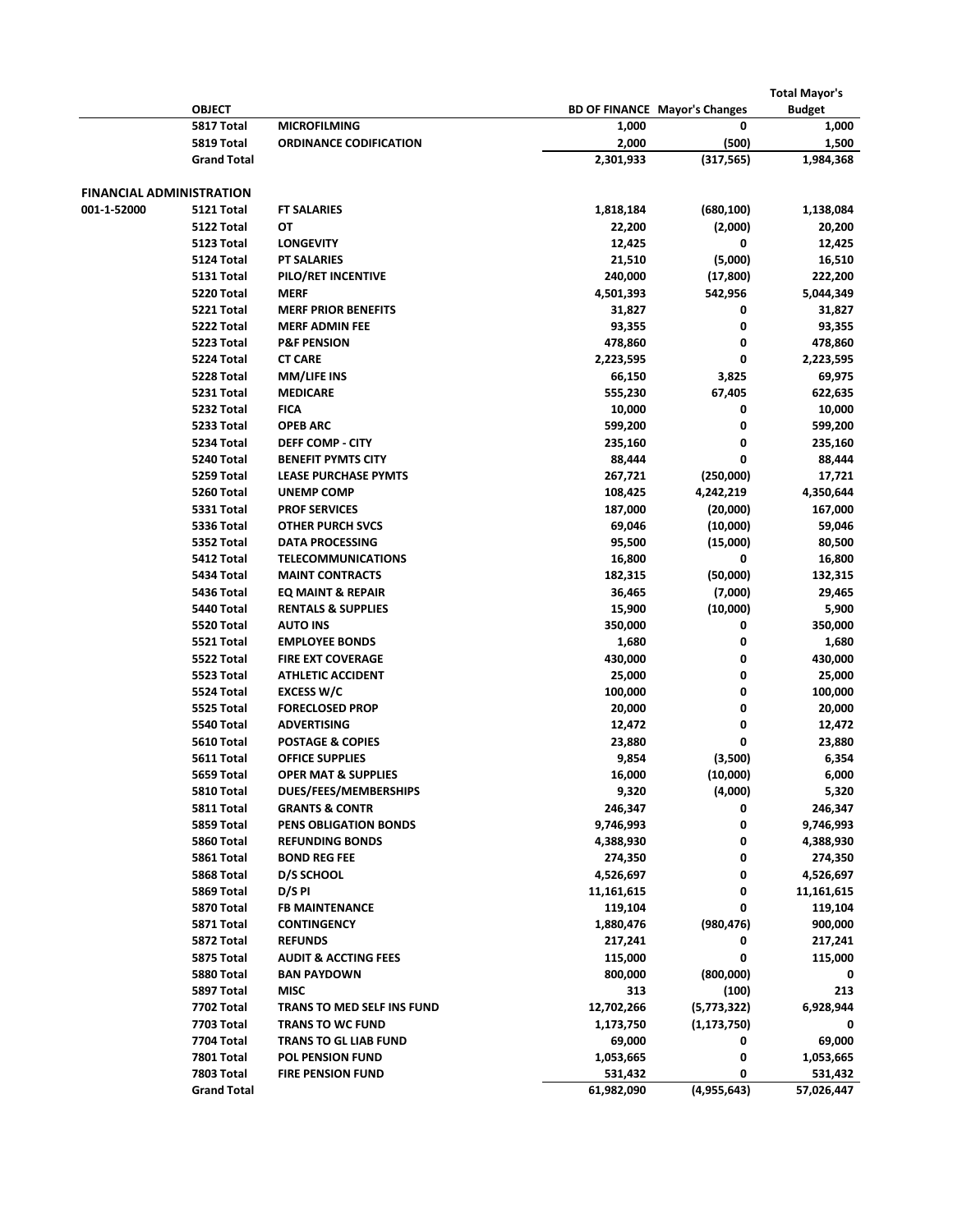| | OBJECT | | BD OF FINANCE | Mayor's Changes | Total Mayor's Budget |
|---|---|---|---|---|---|
| | 5817 Total | MICROFILMING | 1,000 | 0 | 1,000 |
| | 5819 Total | ORDINANCE CODIFICATION | 2,000 | (500) | 1,500 |
| | Grand Total | | 2,301,933 | (317,565) | 1,984,368 |

**FINANCIAL ADMINISTRATION**

| | OBJECT | | BD OF FINANCE | Mayor's Changes | Total Mayor's Budget |
|---|---|---|---|---|---|
| 001-1-52000 | 5121 Total | FT SALARIES | 1,818,184 | (680,100) | 1,138,084 |
| | 5122 Total | OT | 22,200 | (2,000) | 20,200 |
| | 5123 Total | LONGEVITY | 12,425 | 0 | 12,425 |
| | 5124 Total | PT SALARIES | 21,510 | (5,000) | 16,510 |
| | 5131 Total | PILO/RET INCENTIVE | 240,000 | (17,800) | 222,200 |
| | 5220 Total | MERF | 4,501,393 | 542,956 | 5,044,349 |
| | 5221 Total | MERF PRIOR BENEFITS | 31,827 | 0 | 31,827 |
| | 5222 Total | MERF ADMIN FEE | 93,355 | 0 | 93,355 |
| | 5223 Total | P&F PENSION | 478,860 | 0 | 478,860 |
| | 5224 Total | CT CARE | 2,223,595 | 0 | 2,223,595 |
| | 5228 Total | MM/LIFE INS | 66,150 | 3,825 | 69,975 |
| | 5231 Total | MEDICARE | 555,230 | 67,405 | 622,635 |
| | 5232 Total | FICA | 10,000 | 0 | 10,000 |
| | 5233 Total | OPEB ARC | 599,200 | 0 | 599,200 |
| | 5234 Total | DEFF COMP - CITY | 235,160 | 0 | 235,160 |
| | 5240 Total | BENEFIT PYMTS CITY | 88,444 | 0 | 88,444 |
| | 5259 Total | LEASE PURCHASE PYMTS | 267,721 | (250,000) | 17,721 |
| | 5260 Total | UNEMP COMP | 108,425 | 4,242,219 | 4,350,644 |
| | 5331 Total | PROF SERVICES | 187,000 | (20,000) | 167,000 |
| | 5336 Total | OTHER PURCH SVCS | 69,046 | (10,000) | 59,046 |
| | 5352 Total | DATA PROCESSING | 95,500 | (15,000) | 80,500 |
| | 5412 Total | TELECOMMUNICATIONS | 16,800 | 0 | 16,800 |
| | 5434 Total | MAINT CONTRACTS | 182,315 | (50,000) | 132,315 |
| | 5436 Total | EQ MAINT & REPAIR | 36,465 | (7,000) | 29,465 |
| | 5440 Total | RENTALS & SUPPLIES | 15,900 | (10,000) | 5,900 |
| | 5520 Total | AUTO INS | 350,000 | 0 | 350,000 |
| | 5521 Total | EMPLOYEE BONDS | 1,680 | 0 | 1,680 |
| | 5522 Total | FIRE EXT COVERAGE | 430,000 | 0 | 430,000 |
| | 5523 Total | ATHLETIC ACCIDENT | 25,000 | 0 | 25,000 |
| | 5524 Total | EXCESS W/C | 100,000 | 0 | 100,000 |
| | 5525 Total | FORECLOSED PROP | 20,000 | 0 | 20,000 |
| | 5540 Total | ADVERTISING | 12,472 | 0 | 12,472 |
| | 5610 Total | POSTAGE & COPIES | 23,880 | 0 | 23,880 |
| | 5611 Total | OFFICE SUPPLIES | 9,854 | (3,500) | 6,354 |
| | 5659 Total | OPER MAT & SUPPLIES | 16,000 | (10,000) | 6,000 |
| | 5810 Total | DUES/FEES/MEMBERSHIPS | 9,320 | (4,000) | 5,320 |
| | 5811 Total | GRANTS & CONTR | 246,347 | 0 | 246,347 |
| | 5859 Total | PENS OBLIGATION BONDS | 9,746,993 | 0 | 9,746,993 |
| | 5860 Total | REFUNDING BONDS | 4,388,930 | 0 | 4,388,930 |
| | 5861 Total | BOND REG FEE | 274,350 | 0 | 274,350 |
| | 5868 Total | D/S SCHOOL | 4,526,697 | 0 | 4,526,697 |
| | 5869 Total | D/S PI | 11,161,615 | 0 | 11,161,615 |
| | 5870 Total | FB MAINTENANCE | 119,104 | 0 | 119,104 |
| | 5871 Total | CONTINGENCY | 1,880,476 | (980,476) | 900,000 |
| | 5872 Total | REFUNDS | 217,241 | 0 | 217,241 |
| | 5875 Total | AUDIT & ACCTING FEES | 115,000 | 0 | 115,000 |
| | 5880 Total | BAN PAYDOWN | 800,000 | (800,000) | 0 |
| | 5897 Total | MISC | 313 | (100) | 213 |
| | 7702 Total | TRANS TO MED SELF INS FUND | 12,702,266 | (5,773,322) | 6,928,944 |
| | 7703 Total | TRANS TO WC FUND | 1,173,750 | (1,173,750) | 0 |
| | 7704 Total | TRANS TO GL LIAB FUND | 69,000 | 0 | 69,000 |
| | 7801 Total | POL PENSION FUND | 1,053,665 | 0 | 1,053,665 |
| | 7803 Total | FIRE PENSION FUND | 531,432 | 0 | 531,432 |
| | Grand Total | | 61,982,090 | (4,955,643) | 57,026,447 |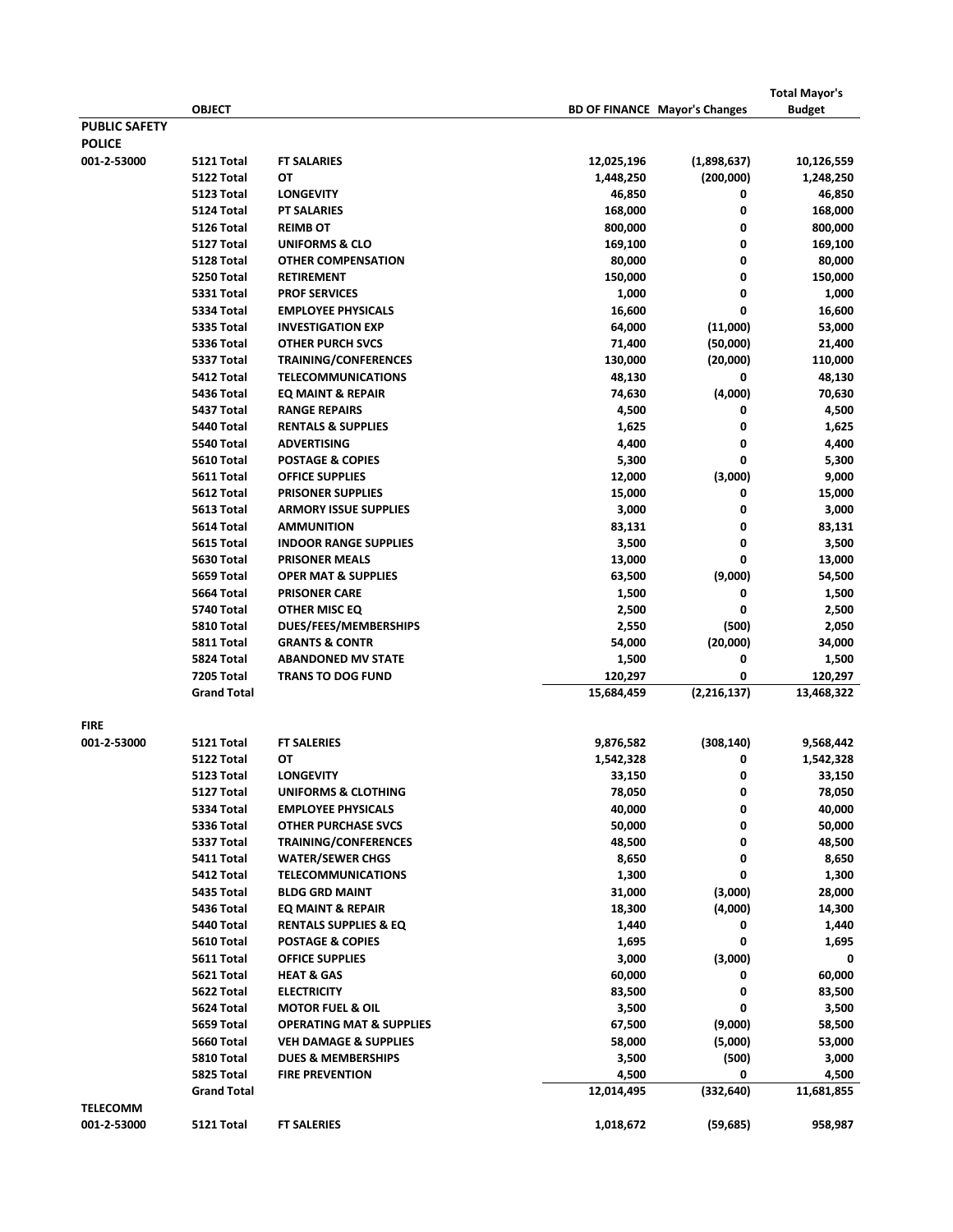| | OBJECT | | BD OF FINANCE | Mayor's Changes | Total Mayor's Budget |
|---|---|---|---|---|---|
| **PUBLIC SAFETY** | | | | | |
| **POLICE** | | | | | |
| 001-2-53000 | 5121 Total | FT SALARIES | 12,025,196 | (1,898,637) | 10,126,559 |
| | 5122 Total | OT | 1,448,250 | (200,000) | 1,248,250 |
| | 5123 Total | LONGEVITY | 46,850 | 0 | 46,850 |
| | 5124 Total | PT SALARIES | 168,000 | 0 | 168,000 |
| | 5126 Total | REIMB OT | 800,000 | 0 | 800,000 |
| | 5127 Total | UNIFORMS & CLO | 169,100 | 0 | 169,100 |
| | 5128 Total | OTHER COMPENSATION | 80,000 | 0 | 80,000 |
| | 5250 Total | RETIREMENT | 150,000 | 0 | 150,000 |
| | 5331 Total | PROF SERVICES | 1,000 | 0 | 1,000 |
| | 5334 Total | EMPLOYEE PHYSICALS | 16,600 | 0 | 16,600 |
| | 5335 Total | INVESTIGATION EXP | 64,000 | (11,000) | 53,000 |
| | 5336 Total | OTHER PURCH SVCS | 71,400 | (50,000) | 21,400 |
| | 5337 Total | TRAINING/CONFERENCES | 130,000 | (20,000) | 110,000 |
| | 5412 Total | TELECOMMUNICATIONS | 48,130 | 0 | 48,130 |
| | 5436 Total | EQ MAINT & REPAIR | 74,630 | (4,000) | 70,630 |
| | 5437 Total | RANGE REPAIRS | 4,500 | 0 | 4,500 |
| | 5440 Total | RENTALS & SUPPLIES | 1,625 | 0 | 1,625 |
| | 5540 Total | ADVERTISING | 4,400 | 0 | 4,400 |
| | 5610 Total | POSTAGE & COPIES | 5,300 | 0 | 5,300 |
| | 5611 Total | OFFICE SUPPLIES | 12,000 | (3,000) | 9,000 |
| | 5612 Total | PRISONER SUPPLIES | 15,000 | 0 | 15,000 |
| | 5613 Total | ARMORY ISSUE SUPPLIES | 3,000 | 0 | 3,000 |
| | 5614 Total | AMMUNITION | 83,131 | 0 | 83,131 |
| | 5615 Total | INDOOR RANGE SUPPLIES | 3,500 | 0 | 3,500 |
| | 5630 Total | PRISONER MEALS | 13,000 | 0 | 13,000 |
| | 5659 Total | OPER MAT & SUPPLIES | 63,500 | (9,000) | 54,500 |
| | 5664 Total | PRISONER CARE | 1,500 | 0 | 1,500 |
| | 5740 Total | OTHER MISC EQ | 2,500 | 0 | 2,500 |
| | 5810 Total | DUES/FEES/MEMBERSHIPS | 2,550 | (500) | 2,050 |
| | 5811 Total | GRANTS & CONTR | 54,000 | (20,000) | 34,000 |
| | 5824 Total | ABANDONED MV STATE | 1,500 | 0 | 1,500 |
| | 7205 Total | TRANS TO DOG FUND | 120,297 | 0 | 120,297 |
| | Grand Total | | 15,684,459 | (2,216,137) | 13,468,322 |
| **FIRE** | | | | | |
| 001-2-53000 | 5121 Total | FT SALERIES | 9,876,582 | (308,140) | 9,568,442 |
| | 5122 Total | OT | 1,542,328 | 0 | 1,542,328 |
| | 5123 Total | LONGEVITY | 33,150 | 0 | 33,150 |
| | 5127 Total | UNIFORMS & CLOTHING | 78,050 | 0 | 78,050 |
| | 5334 Total | EMPLOYEE PHYSICALS | 40,000 | 0 | 40,000 |
| | 5336 Total | OTHER PURCHASE SVCS | 50,000 | 0 | 50,000 |
| | 5337 Total | TRAINING/CONFERENCES | 48,500 | 0 | 48,500 |
| | 5411 Total | WATER/SEWER CHGS | 8,650 | 0 | 8,650 |
| | 5412 Total | TELECOMMUNICATIONS | 1,300 | 0 | 1,300 |
| | 5435 Total | BLDG GRD MAINT | 31,000 | (3,000) | 28,000 |
| | 5436 Total | EQ MAINT & REPAIR | 18,300 | (4,000) | 14,300 |
| | 5440 Total | RENTALS SUPPLIES & EQ | 1,440 | 0 | 1,440 |
| | 5610 Total | POSTAGE & COPIES | 1,695 | 0 | 1,695 |
| | 5611 Total | OFFICE SUPPLIES | 3,000 | (3,000) | 0 |
| | 5621 Total | HEAT & GAS | 60,000 | 0 | 60,000 |
| | 5622 Total | ELECTRICITY | 83,500 | 0 | 83,500 |
| | 5624 Total | MOTOR FUEL & OIL | 3,500 | 0 | 3,500 |
| | 5659 Total | OPERATING MAT & SUPPLIES | 67,500 | (9,000) | 58,500 |
| | 5660 Total | VEH DAMAGE & SUPPLIES | 58,000 | (5,000) | 53,000 |
| | 5810 Total | DUES & MEMBERSHIPS | 3,500 | (500) | 3,000 |
| | 5825 Total | FIRE PREVENTION | 4,500 | 0 | 4,500 |
| | Grand Total | | 12,014,495 | (332,640) | 11,681,855 |
| **TELECOMM** | | | | | |
| 001-2-53000 | 5121 Total | FT SALERIES | 1,018,672 | (59,685) | 958,987 |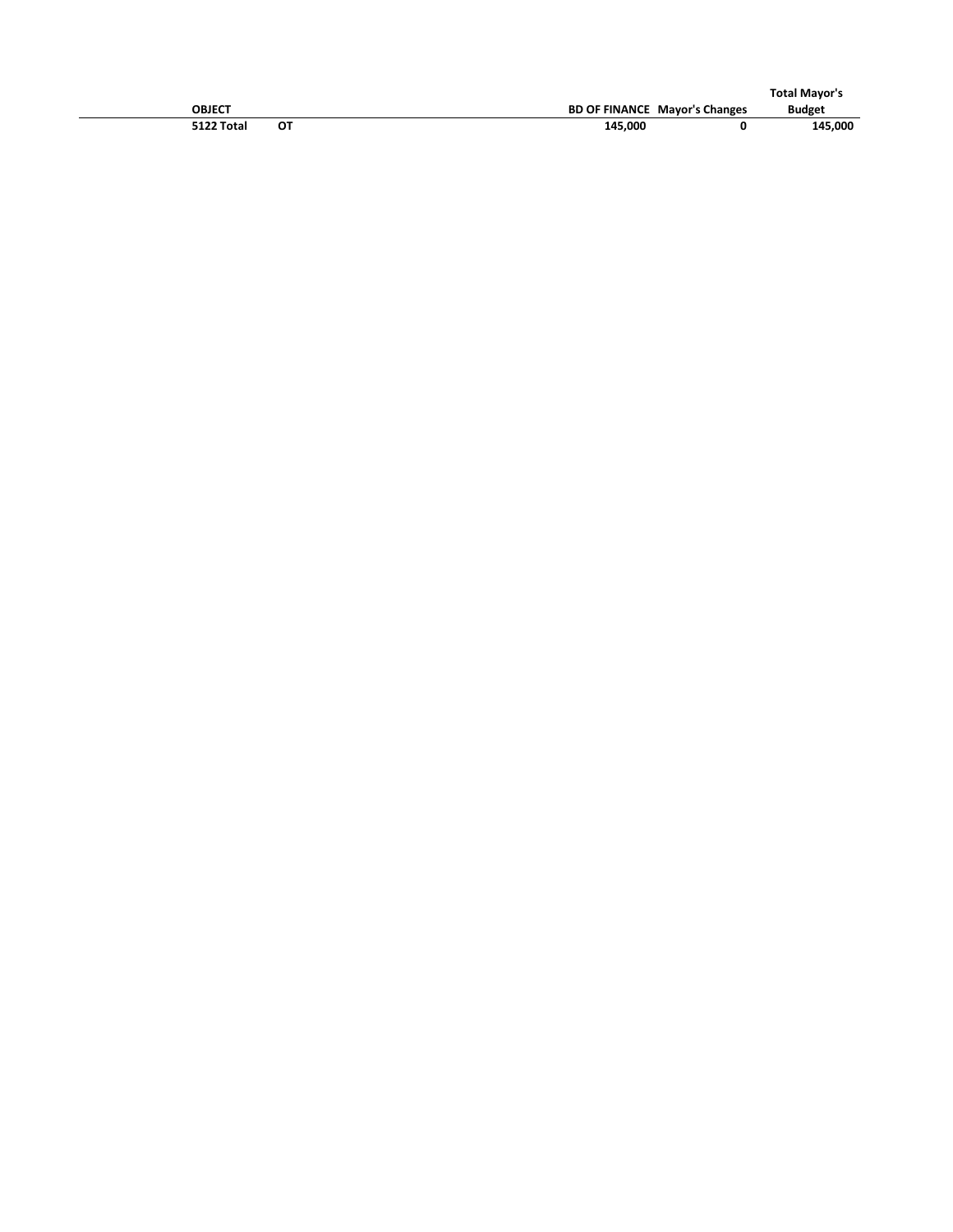| OBJECT | | BD OF FINANCE | Mayor's Changes | Total Mayor's Budget |
|---|---|---|---|---|
| **5122 Total** | **OT** | **145,000** | **0** | **145,000** |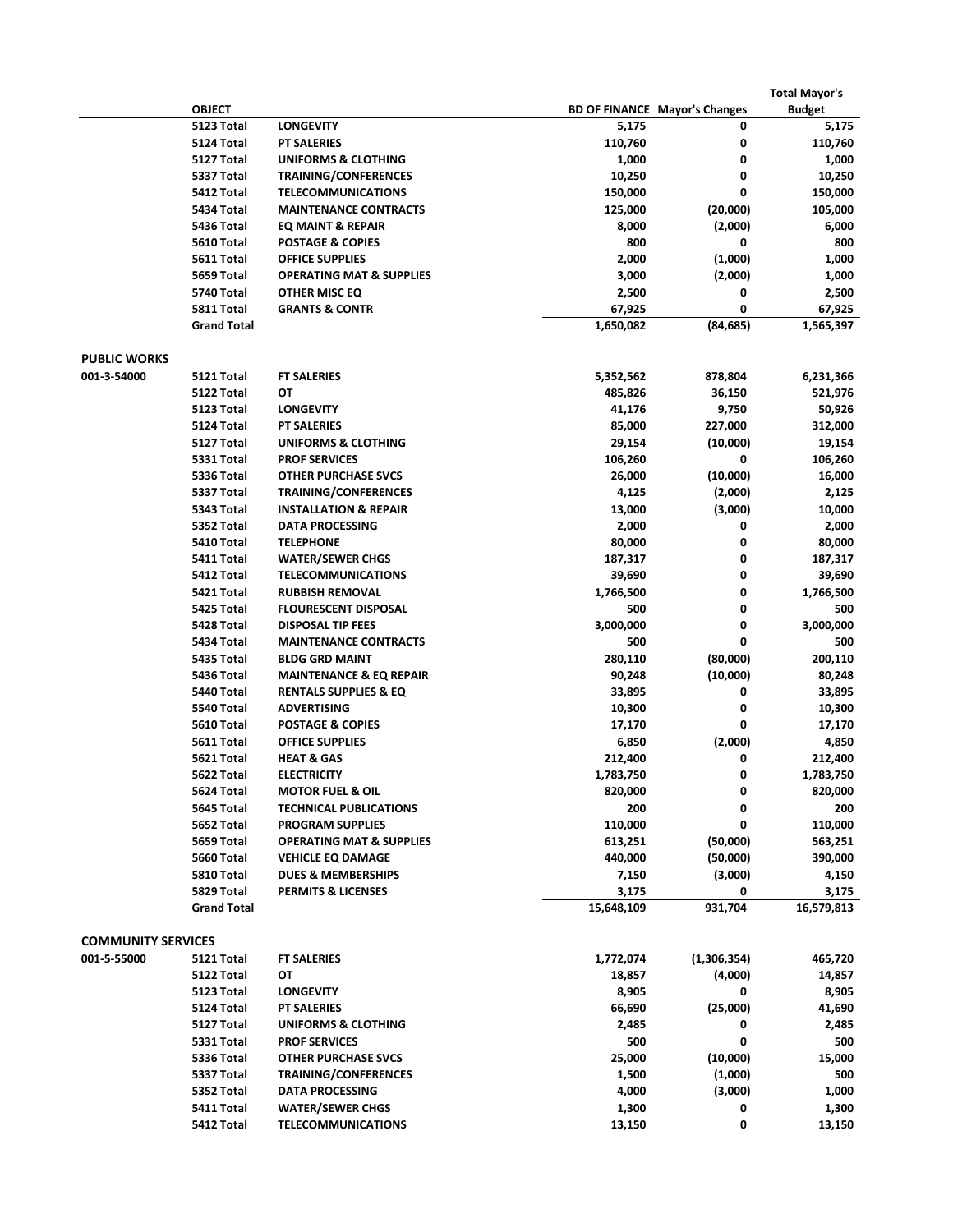| | OBJECT | | BD OF FINANCE | Mayor's Changes | Total Mayor's Budget |
|---|---|---|---|---|---|
| | 5123 Total | LONGEVITY | 5,175 | 0 | 5,175 |
| | 5124 Total | PT SALERIES | 110,760 | 0 | 110,760 |
| | 5127 Total | UNIFORMS & CLOTHING | 1,000 | 0 | 1,000 |
| | 5337 Total | TRAINING/CONFERENCES | 10,250 | 0 | 10,250 |
| | 5412 Total | TELECOMMUNICATIONS | 150,000 | 0 | 150,000 |
| | 5434 Total | MAINTENANCE CONTRACTS | 125,000 | (20,000) | 105,000 |
| | 5436 Total | EQ MAINT & REPAIR | 8,000 | (2,000) | 6,000 |
| | 5610 Total | POSTAGE & COPIES | 800 | 0 | 800 |
| | 5611 Total | OFFICE SUPPLIES | 2,000 | (1,000) | 1,000 |
| | 5659 Total | OPERATING MAT & SUPPLIES | 3,000 | (2,000) | 1,000 |
| | 5740 Total | OTHER MISC EQ | 2,500 | 0 | 2,500 |
| | 5811 Total | GRANTS & CONTR | 67,925 | 0 | 67,925 |
| | Grand Total | | 1,650,082 | (84,685) | 1,565,397 |
| | | | | | |
| PUBLIC WORKS | | | | | |
| 001-3-54000 | 5121 Total | FT SALERIES | 5,352,562 | 878,804 | 6,231,366 |
| | 5122 Total | OT | 485,826 | 36,150 | 521,976 |
| | 5123 Total | LONGEVITY | 41,176 | 9,750 | 50,926 |
| | 5124 Total | PT SALERIES | 85,000 | 227,000 | 312,000 |
| | 5127 Total | UNIFORMS & CLOTHING | 29,154 | (10,000) | 19,154 |
| | 5331 Total | PROF SERVICES | 106,260 | 0 | 106,260 |
| | 5336 Total | OTHER PURCHASE SVCS | 26,000 | (10,000) | 16,000 |
| | 5337 Total | TRAINING/CONFERENCES | 4,125 | (2,000) | 2,125 |
| | 5343 Total | INSTALLATION & REPAIR | 13,000 | (3,000) | 10,000 |
| | 5352 Total | DATA PROCESSING | 2,000 | 0 | 2,000 |
| | 5410 Total | TELEPHONE | 80,000 | 0 | 80,000 |
| | 5411 Total | WATER/SEWER CHGS | 187,317 | 0 | 187,317 |
| | 5412 Total | TELECOMMUNICATIONS | 39,690 | 0 | 39,690 |
| | 5421 Total | RUBBISH REMOVAL | 1,766,500 | 0 | 1,766,500 |
| | 5425 Total | FLOURESCENT DISPOSAL | 500 | 0 | 500 |
| | 5428 Total | DISPOSAL TIP FEES | 3,000,000 | 0 | 3,000,000 |
| | 5434 Total | MAINTENANCE CONTRACTS | 500 | 0 | 500 |
| | 5435 Total | BLDG GRD MAINT | 280,110 | (80,000) | 200,110 |
| | 5436 Total | MAINTENANCE & EQ REPAIR | 90,248 | (10,000) | 80,248 |
| | 5440 Total | RENTALS SUPPLIES & EQ | 33,895 | 0 | 33,895 |
| | 5540 Total | ADVERTISING | 10,300 | 0 | 10,300 |
| | 5610 Total | POSTAGE & COPIES | 17,170 | 0 | 17,170 |
| | 5611 Total | OFFICE SUPPLIES | 6,850 | (2,000) | 4,850 |
| | 5621 Total | HEAT & GAS | 212,400 | 0 | 212,400 |
| | 5622 Total | ELECTRICITY | 1,783,750 | 0 | 1,783,750 |
| | 5624 Total | MOTOR FUEL & OIL | 820,000 | 0 | 820,000 |
| | 5645 Total | TECHNICAL PUBLICATIONS | 200 | 0 | 200 |
| | 5652 Total | PROGRAM SUPPLIES | 110,000 | 0 | 110,000 |
| | 5659 Total | OPERATING MAT & SUPPLIES | 613,251 | (50,000) | 563,251 |
| | 5660 Total | VEHICLE EQ DAMAGE | 440,000 | (50,000) | 390,000 |
| | 5810 Total | DUES & MEMBERSHIPS | 7,150 | (3,000) | 4,150 |
| | 5829 Total | PERMITS & LICENSES | 3,175 | 0 | 3,175 |
| | Grand Total | | 15,648,109 | 931,704 | 16,579,813 |
| | | | | | |
| COMMUNITY SERVICES | | | | | |
| 001-5-55000 | 5121 Total | FT SALERIES | 1,772,074 | (1,306,354) | 465,720 |
| | 5122 Total | OT | 18,857 | (4,000) | 14,857 |
| | 5123 Total | LONGEVITY | 8,905 | 0 | 8,905 |
| | 5124 Total | PT SALERIES | 66,690 | (25,000) | 41,690 |
| | 5127 Total | UNIFORMS & CLOTHING | 2,485 | 0 | 2,485 |
| | 5331 Total | PROF SERVICES | 500 | 0 | 500 |
| | 5336 Total | OTHER PURCHASE SVCS | 25,000 | (10,000) | 15,000 |
| | 5337 Total | TRAINING/CONFERENCES | 1,500 | (1,000) | 500 |
| | 5352 Total | DATA PROCESSING | 4,000 | (3,000) | 1,000 |
| | 5411 Total | WATER/SEWER CHGS | 1,300 | 0 | 1,300 |
| | 5412 Total | TELECOMMUNICATIONS | 13,150 | 0 | 13,150 |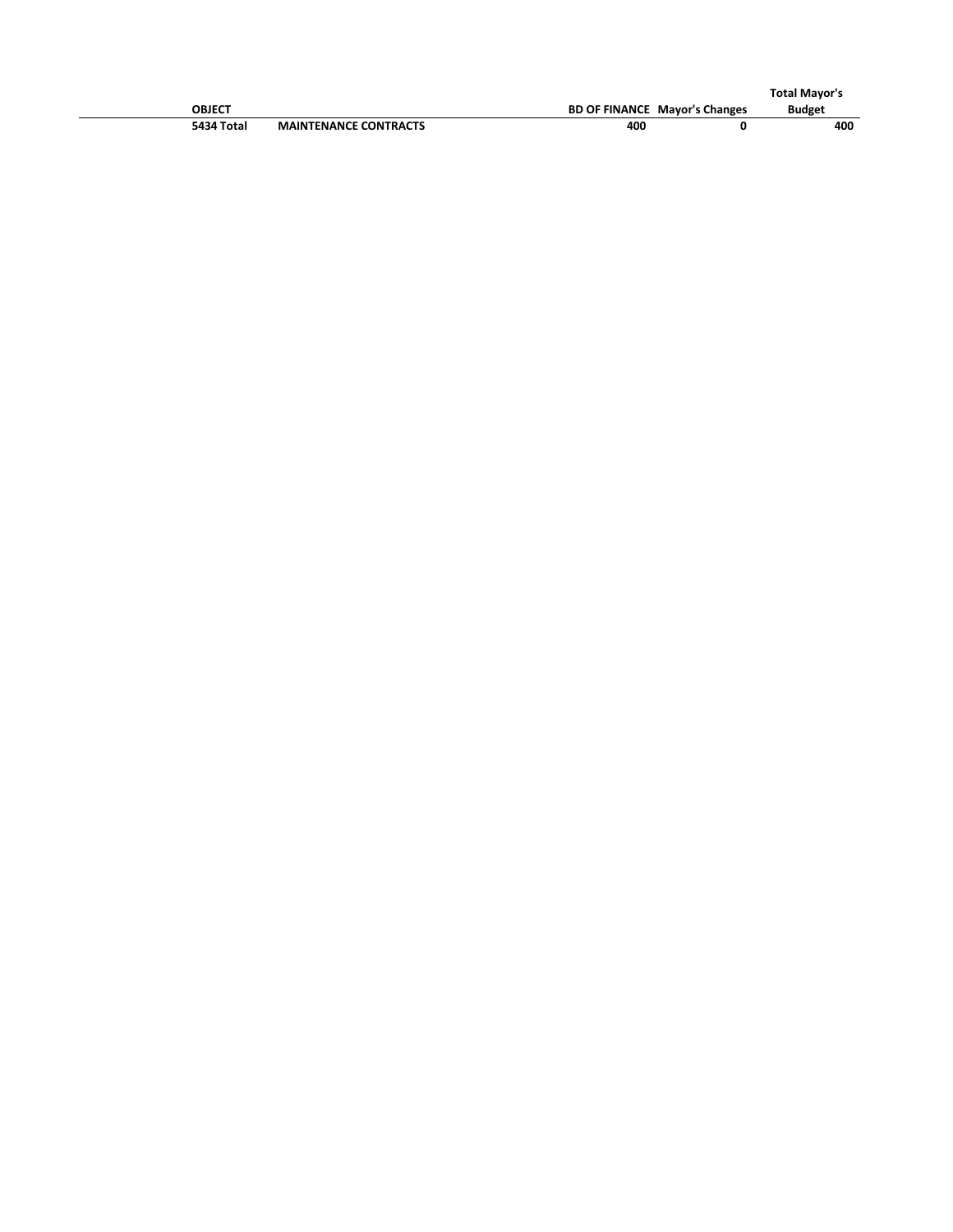| OBJECT | | BD OF FINANCE | Mayor's Changes | Total Mayor's Budget |
|---|---|---|---|---|
| **5434 Total** | **MAINTENANCE CONTRACTS** | **400** | **0** | **400** |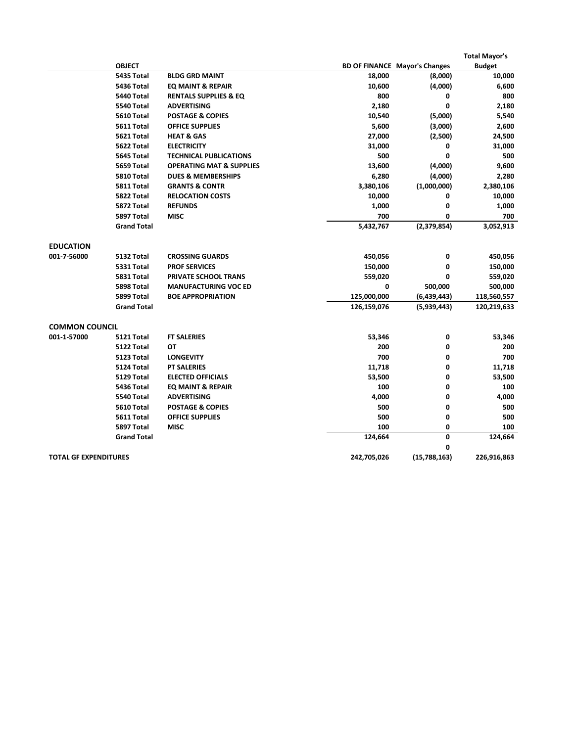| | OBJECT | | BD OF FINANCE | Mayor's Changes | Total Mayor's Budget |
|---|---|---|---|---|---|
| | 5435 Total | BLDG GRD MAINT | 18,000 | (8,000) | 10,000 |
| | 5436 Total | EQ MAINT & REPAIR | 10,600 | (4,000) | 6,600 |
| | 5440 Total | RENTALS SUPPLIES & EQ | 800 | 0 | 800 |
| | 5540 Total | ADVERTISING | 2,180 | 0 | 2,180 |
| | 5610 Total | POSTAGE & COPIES | 10,540 | (5,000) | 5,540 |
| | 5611 Total | OFFICE SUPPLIES | 5,600 | (3,000) | 2,600 |
| | 5621 Total | HEAT & GAS | 27,000 | (2,500) | 24,500 |
| | 5622 Total | ELECTRICITY | 31,000 | 0 | 31,000 |
| | 5645 Total | TECHNICAL PUBLICATIONS | 500 | 0 | 500 |
| | 5659 Total | OPERATING MAT & SUPPLIES | 13,600 | (4,000) | 9,600 |
| | 5810 Total | DUES & MEMBERSHIPS | 6,280 | (4,000) | 2,280 |
| | 5811 Total | GRANTS & CONTR | 3,380,106 | (1,000,000) | 2,380,106 |
| | 5822 Total | RELOCATION COSTS | 10,000 | 0 | 10,000 |
| | 5872 Total | REFUNDS | 1,000 | 0 | 1,000 |
| | 5897 Total | MISC | 700 | 0 | 700 |
| | Grand Total | | 5,432,767 | (2,379,854) | 3,052,913 |
| **EDUCATION** | | | | | |
| 001-7-56000 | 5132 Total | CROSSING GUARDS | 450,056 | 0 | 450,056 |
| | 5331 Total | PROF SERVICES | 150,000 | 0 | 150,000 |
| | 5831 Total | PRIVATE SCHOOL TRANS | 559,020 | 0 | 559,020 |
| | 5898 Total | MANUFACTURING VOC ED | 0 | 500,000 | 500,000 |
| | 5899 Total | BOE APPROPRIATION | 125,000,000 | (6,439,443) | 118,560,557 |
| | Grand Total | | 126,159,076 | (5,939,443) | 120,219,633 |
| **COMMON COUNCIL** | | | | | |
| 001-1-57000 | 5121 Total | FT SALERIES | 53,346 | 0 | 53,346 |
| | 5122 Total | OT | 200 | 0 | 200 |
| | 5123 Total | LONGEVITY | 700 | 0 | 700 |
| | 5124 Total | PT SALERIES | 11,718 | 0 | 11,718 |
| | 5129 Total | ELECTED OFFICIALS | 53,500 | 0 | 53,500 |
| | 5436 Total | EQ MAINT & REPAIR | 100 | 0 | 100 |
| | 5540 Total | ADVERTISING | 4,000 | 0 | 4,000 |
| | 5610 Total | POSTAGE & COPIES | 500 | 0 | 500 |
| | 5611 Total | OFFICE SUPPLIES | 500 | 0 | 500 |
| | 5897 Total | MISC | 100 | 0 | 100 |
| | Grand Total | | 124,664 | 0 | 124,664 |
| | | | | 0 | |
| **TOTAL GF EXPENDITURES** | | | 242,705,026 | (15,788,163) | 226,916,863 |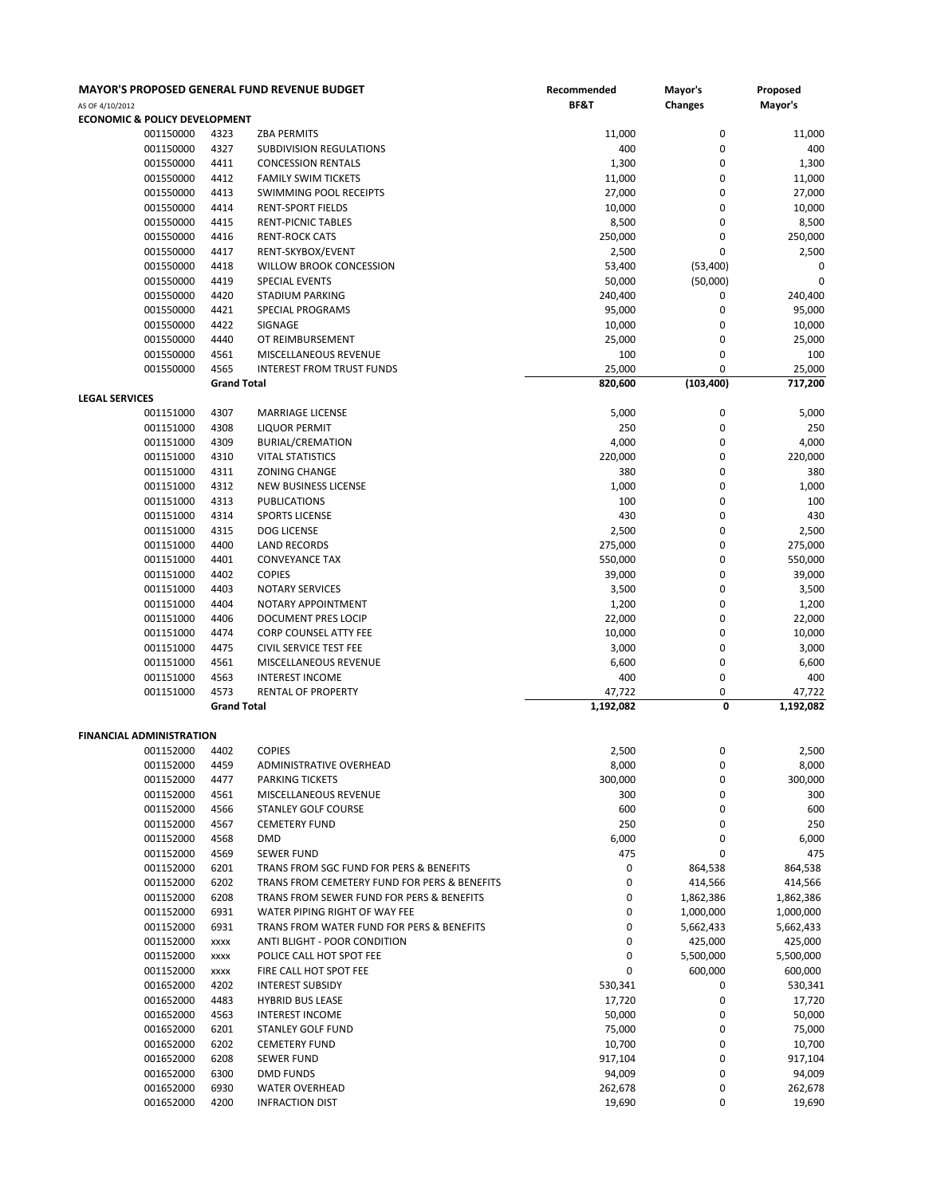## MAYOR'S PROPOSED GENERAL FUND REVENUE BUDGET

AS OF 4/10/2012

| | | | Recommended BF&T | Mayor's Changes | Proposed Mayor's |
|---|---|---|---|---|---|
| **ECONOMIC & POLICY DEVELOPMENT** | | | | | |
| 001150000 | 4323 | ZBA PERMITS | 11,000 | 0 | 11,000 |
| 001150000 | 4327 | SUBDIVISION REGULATIONS | 400 | 0 | 400 |
| 001550000 | 4411 | CONCESSION RENTALS | 1,300 | 0 | 1,300 |
| 001550000 | 4412 | FAMILY SWIM TICKETS | 11,000 | 0 | 11,000 |
| 001550000 | 4413 | SWIMMING POOL RECEIPTS | 27,000 | 0 | 27,000 |
| 001550000 | 4414 | RENT-SPORT FIELDS | 10,000 | 0 | 10,000 |
| 001550000 | 4415 | RENT-PICNIC TABLES | 8,500 | 0 | 8,500 |
| 001550000 | 4416 | RENT-ROCK CATS | 250,000 | 0 | 250,000 |
| 001550000 | 4417 | RENT-SKYBOX/EVENT | 2,500 | 0 | 2,500 |
| 001550000 | 4418 | WILLOW BROOK CONCESSION | 53,400 | (53,400) | 0 |
| 001550000 | 4419 | SPECIAL EVENTS | 50,000 | (50,000) | 0 |
| 001550000 | 4420 | STADIUM PARKING | 240,400 | 0 | 240,400 |
| 001550000 | 4421 | SPECIAL PROGRAMS | 95,000 | 0 | 95,000 |
| 001550000 | 4422 | SIGNAGE | 10,000 | 0 | 10,000 |
| 001550000 | 4440 | OT REIMBURSEMENT | 25,000 | 0 | 25,000 |
| 001550000 | 4561 | MISCELLANEOUS REVENUE | 100 | 0 | 100 |
| 001550000 | 4565 | INTEREST FROM TRUST FUNDS | 25,000 | 0 | 25,000 |
| | **Grand Total** | | **820,600** | **(103,400)** | **717,200** |
| **LEGAL SERVICES** | | | | | |
| 001151000 | 4307 | MARRIAGE LICENSE | 5,000 | 0 | 5,000 |
| 001151000 | 4308 | LIQUOR PERMIT | 250 | 0 | 250 |
| 001151000 | 4309 | BURIAL/CREMATION | 4,000 | 0 | 4,000 |
| 001151000 | 4310 | VITAL STATISTICS | 220,000 | 0 | 220,000 |
| 001151000 | 4311 | ZONING CHANGE | 380 | 0 | 380 |
| 001151000 | 4312 | NEW BUSINESS LICENSE | 1,000 | 0 | 1,000 |
| 001151000 | 4313 | PUBLICATIONS | 100 | 0 | 100 |
| 001151000 | 4314 | SPORTS LICENSE | 430 | 0 | 430 |
| 001151000 | 4315 | DOG LICENSE | 2,500 | 0 | 2,500 |
| 001151000 | 4400 | LAND RECORDS | 275,000 | 0 | 275,000 |
| 001151000 | 4401 | CONVEYANCE TAX | 550,000 | 0 | 550,000 |
| 001151000 | 4402 | COPIES | 39,000 | 0 | 39,000 |
| 001151000 | 4403 | NOTARY SERVICES | 3,500 | 0 | 3,500 |
| 001151000 | 4404 | NOTARY APPOINTMENT | 1,200 | 0 | 1,200 |
| 001151000 | 4406 | DOCUMENT PRES LOCIP | 22,000 | 0 | 22,000 |
| 001151000 | 4474 | CORP COUNSEL ATTY FEE | 10,000 | 0 | 10,000 |
| 001151000 | 4475 | CIVIL SERVICE TEST FEE | 3,000 | 0 | 3,000 |
| 001151000 | 4561 | MISCELLANEOUS REVENUE | 6,600 | 0 | 6,600 |
| 001151000 | 4563 | INTEREST INCOME | 400 | 0 | 400 |
| 001151000 | 4573 | RENTAL OF PROPERTY | 47,722 | 0 | 47,722 |
| | **Grand Total** | | **1,192,082** | **0** | **1,192,082** |
| **FINANCIAL ADMINISTRATION** | | | | | |
| 001152000 | 4402 | COPIES | 2,500 | 0 | 2,500 |
| 001152000 | 4459 | ADMINISTRATIVE OVERHEAD | 8,000 | 0 | 8,000 |
| 001152000 | 4477 | PARKING TICKETS | 300,000 | 0 | 300,000 |
| 001152000 | 4561 | MISCELLANEOUS REVENUE | 300 | 0 | 300 |
| 001152000 | 4566 | STANLEY GOLF COURSE | 600 | 0 | 600 |
| 001152000 | 4567 | CEMETERY FUND | 250 | 0 | 250 |
| 001152000 | 4568 | DMD | 6,000 | 0 | 6,000 |
| 001152000 | 4569 | SEWER FUND | 475 | 0 | 475 |
| 001152000 | 6201 | TRANS FROM SGC FUND FOR PERS & BENEFITS | 0 | 864,538 | 864,538 |
| 001152000 | 6202 | TRANS FROM CEMETERY FUND FOR PERS & BENEFITS | 0 | 414,566 | 414,566 |
| 001152000 | 6208 | TRANS FROM SEWER FUND FOR PERS & BENEFITS | 0 | 1,862,386 | 1,862,386 |
| 001152000 | 6931 | WATER PIPING RIGHT OF WAY FEE | 0 | 1,000,000 | 1,000,000 |
| 001152000 | 6931 | TRANS FROM WATER FUND FOR PERS & BENEFITS | 0 | 5,662,433 | 5,662,433 |
| 001152000 | xxxx | ANTI BLIGHT - POOR CONDITION | 0 | 425,000 | 425,000 |
| 001152000 | xxxx | POLICE CALL HOT SPOT FEE | 0 | 5,500,000 | 5,500,000 |
| 001152000 | xxxx | FIRE CALL HOT SPOT FEE | 0 | 600,000 | 600,000 |
| 001652000 | 4202 | INTEREST SUBSIDY | 530,341 | 0 | 530,341 |
| 001652000 | 4483 | HYBRID BUS LEASE | 17,720 | 0 | 17,720 |
| 001652000 | 4563 | INTEREST INCOME | 50,000 | 0 | 50,000 |
| 001652000 | 6201 | STANLEY GOLF FUND | 75,000 | 0 | 75,000 |
| 001652000 | 6202 | CEMETERY FUND | 10,700 | 0 | 10,700 |
| 001652000 | 6208 | SEWER FUND | 917,104 | 0 | 917,104 |
| 001652000 | 6300 | DMD FUNDS | 94,009 | 0 | 94,009 |
| 001652000 | 6930 | WATER OVERHEAD | 262,678 | 0 | 262,678 |
| 001652000 | 4200 | INFRACTION DIST | 19,690 | 0 | 19,690 |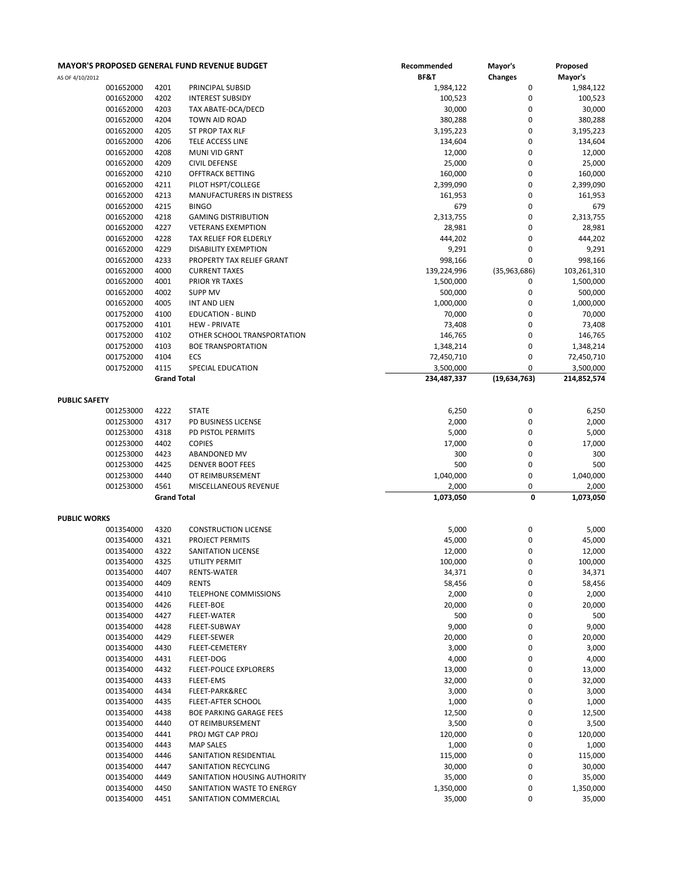**MAYOR'S PROPOSED GENERAL FUND REVENUE BUDGET**

AS OF 4/10/2012

| | | | Recommended BF&T | Mayor's Changes | Proposed Mayor's |
|---|---|---|---|---|---|
| 001652000 | 4201 | PRINCIPAL SUBSID | 1,984,122 | 0 | 1,984,122 |
| 001652000 | 4202 | INTEREST SUBSIDY | 100,523 | 0 | 100,523 |
| 001652000 | 4203 | TAX ABATE-DCA/DECD | 30,000 | 0 | 30,000 |
| 001652000 | 4204 | TOWN AID ROAD | 380,288 | 0 | 380,288 |
| 001652000 | 4205 | ST PROP TAX RLF | 3,195,223 | 0 | 3,195,223 |
| 001652000 | 4206 | TELE ACCESS LINE | 134,604 | 0 | 134,604 |
| 001652000 | 4208 | MUNI VID GRNT | 12,000 | 0 | 12,000 |
| 001652000 | 4209 | CIVIL DEFENSE | 25,000 | 0 | 25,000 |
| 001652000 | 4210 | OFFTRACK BETTING | 160,000 | 0 | 160,000 |
| 001652000 | 4211 | PILOT HSPT/COLLEGE | 2,399,090 | 0 | 2,399,090 |
| 001652000 | 4213 | MANUFACTURERS IN DISTRESS | 161,953 | 0 | 161,953 |
| 001652000 | 4215 | BINGO | 679 | 0 | 679 |
| 001652000 | 4218 | GAMING DISTRIBUTION | 2,313,755 | 0 | 2,313,755 |
| 001652000 | 4227 | VETERANS EXEMPTION | 28,981 | 0 | 28,981 |
| 001652000 | 4228 | TAX RELIEF FOR ELDERLY | 444,202 | 0 | 444,202 |
| 001652000 | 4229 | DISABILITY EXEMPTION | 9,291 | 0 | 9,291 |
| 001652000 | 4233 | PROPERTY TAX RELIEF GRANT | 998,166 | 0 | 998,166 |
| 001652000 | 4000 | CURRENT TAXES | 139,224,996 | (35,963,686) | 103,261,310 |
| 001652000 | 4001 | PRIOR YR TAXES | 1,500,000 | 0 | 1,500,000 |
| 001652000 | 4002 | SUPP MV | 500,000 | 0 | 500,000 |
| 001652000 | 4005 | INT AND LIEN | 1,000,000 | 0 | 1,000,000 |
| 001752000 | 4100 | EDUCATION - BLIND | 70,000 | 0 | 70,000 |
| 001752000 | 4101 | HEW - PRIVATE | 73,408 | 0 | 73,408 |
| 001752000 | 4102 | OTHER SCHOOL TRANSPORTATION | 146,765 | 0 | 146,765 |
| 001752000 | 4103 | BOE TRANSPORTATION | 1,348,214 | 0 | 1,348,214 |
| 001752000 | 4104 | ECS | 72,450,710 | 0 | 72,450,710 |
| 001752000 | 4115 | SPECIAL EDUCATION | 3,500,000 | 0 | 3,500,000 |
| | **Grand Total** | | **234,487,337** | **(19,634,763)** | **214,852,574** |

**PUBLIC SAFETY**

| | | | Recommended BF&T | Mayor's Changes | Proposed Mayor's |
|---|---|---|---|---|---|
| 001253000 | 4222 | STATE | 6,250 | 0 | 6,250 |
| 001253000 | 4317 | PD BUSINESS LICENSE | 2,000 | 0 | 2,000 |
| 001253000 | 4318 | PD PISTOL PERMITS | 5,000 | 0 | 5,000 |
| 001253000 | 4402 | COPIES | 17,000 | 0 | 17,000 |
| 001253000 | 4423 | ABANDONED MV | 300 | 0 | 300 |
| 001253000 | 4425 | DENVER BOOT FEES | 500 | 0 | 500 |
| 001253000 | 4440 | OT REIMBURSEMENT | 1,040,000 | 0 | 1,040,000 |
| 001253000 | 4561 | MISCELLANEOUS REVENUE | 2,000 | 0 | 2,000 |
| | **Grand Total** | | **1,073,050** | **0** | **1,073,050** |

**PUBLIC WORKS**

| | | | Recommended BF&T | Mayor's Changes | Proposed Mayor's |
|---|---|---|---|---|---|
| 001354000 | 4320 | CONSTRUCTION LICENSE | 5,000 | 0 | 5,000 |
| 001354000 | 4321 | PROJECT PERMITS | 45,000 | 0 | 45,000 |
| 001354000 | 4322 | SANITATION LICENSE | 12,000 | 0 | 12,000 |
| 001354000 | 4325 | UTILITY PERMIT | 100,000 | 0 | 100,000 |
| 001354000 | 4407 | RENTS-WATER | 34,371 | 0 | 34,371 |
| 001354000 | 4409 | RENTS | 58,456 | 0 | 58,456 |
| 001354000 | 4410 | TELEPHONE COMMISSIONS | 2,000 | 0 | 2,000 |
| 001354000 | 4426 | FLEET-BOE | 20,000 | 0 | 20,000 |
| 001354000 | 4427 | FLEET-WATER | 500 | 0 | 500 |
| 001354000 | 4428 | FLEET-SUBWAY | 9,000 | 0 | 9,000 |
| 001354000 | 4429 | FLEET-SEWER | 20,000 | 0 | 20,000 |
| 001354000 | 4430 | FLEET-CEMETERY | 3,000 | 0 | 3,000 |
| 001354000 | 4431 | FLEET-DOG | 4,000 | 0 | 4,000 |
| 001354000 | 4432 | FLEET-POLICE EXPLORERS | 13,000 | 0 | 13,000 |
| 001354000 | 4433 | FLEET-EMS | 32,000 | 0 | 32,000 |
| 001354000 | 4434 | FLEET-PARK&REC | 3,000 | 0 | 3,000 |
| 001354000 | 4435 | FLEET-AFTER SCHOOL | 1,000 | 0 | 1,000 |
| 001354000 | 4438 | BOE PARKING GARAGE FEES | 12,500 | 0 | 12,500 |
| 001354000 | 4440 | OT REIMBURSEMENT | 3,500 | 0 | 3,500 |
| 001354000 | 4441 | PROJ MGT CAP PROJ | 120,000 | 0 | 120,000 |
| 001354000 | 4443 | MAP SALES | 1,000 | 0 | 1,000 |
| 001354000 | 4446 | SANITATION RESIDENTIAL | 115,000 | 0 | 115,000 |
| 001354000 | 4447 | SANITATION RECYCLING | 30,000 | 0 | 30,000 |
| 001354000 | 4449 | SANITATION HOUSING AUTHORITY | 35,000 | 0 | 35,000 |
| 001354000 | 4450 | SANITATION WASTE TO ENERGY | 1,350,000 | 0 | 1,350,000 |
| 001354000 | 4451 | SANITATION COMMERCIAL | 35,000 | 0 | 35,000 |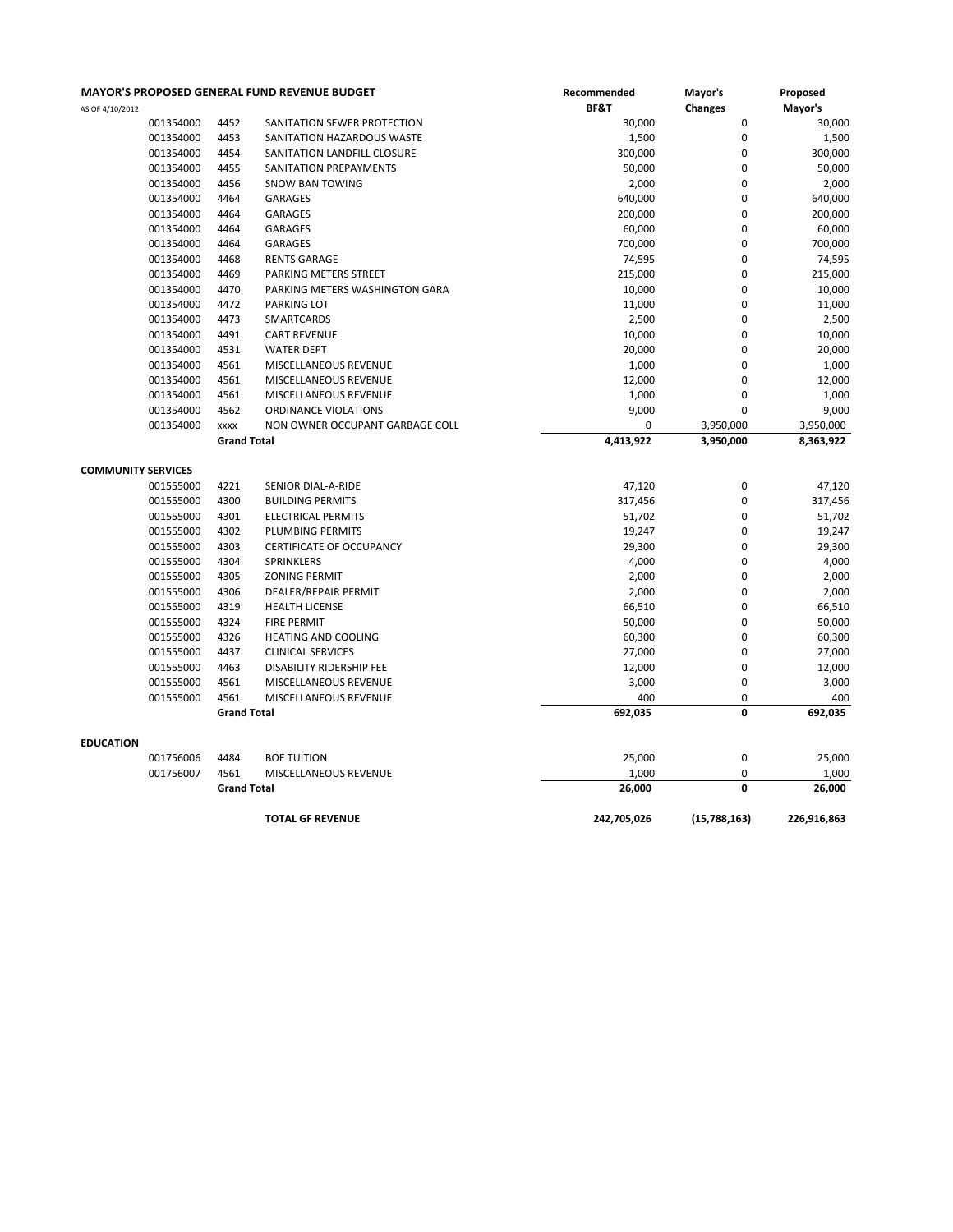**MAYOR'S PROPOSED GENERAL FUND REVENUE BUDGET**

AS OF 4/10/2012

| | | | | Recommended BF&T | Mayor's Changes | Proposed Mayor's |
|---|---|---|---|---|---|---|
| | 001354000 | 4452 | SANITATION SEWER PROTECTION | 30,000 | 0 | 30,000 |
| | 001354000 | 4453 | SANITATION HAZARDOUS WASTE | 1,500 | 0 | 1,500 |
| | 001354000 | 4454 | SANITATION LANDFILL CLOSURE | 300,000 | 0 | 300,000 |
| | 001354000 | 4455 | SANITATION PREPAYMENTS | 50,000 | 0 | 50,000 |
| | 001354000 | 4456 | SNOW BAN TOWING | 2,000 | 0 | 2,000 |
| | 001354000 | 4464 | GARAGES | 640,000 | 0 | 640,000 |
| | 001354000 | 4464 | GARAGES | 200,000 | 0 | 200,000 |
| | 001354000 | 4464 | GARAGES | 60,000 | 0 | 60,000 |
| | 001354000 | 4464 | GARAGES | 700,000 | 0 | 700,000 |
| | 001354000 | 4468 | RENTS GARAGE | 74,595 | 0 | 74,595 |
| | 001354000 | 4469 | PARKING METERS STREET | 215,000 | 0 | 215,000 |
| | 001354000 | 4470 | PARKING METERS WASHINGTON GARA | 10,000 | 0 | 10,000 |
| | 001354000 | 4472 | PARKING LOT | 11,000 | 0 | 11,000 |
| | 001354000 | 4473 | SMARTCARDS | 2,500 | 0 | 2,500 |
| | 001354000 | 4491 | CART REVENUE | 10,000 | 0 | 10,000 |
| | 001354000 | 4531 | WATER DEPT | 20,000 | 0 | 20,000 |
| | 001354000 | 4561 | MISCELLANEOUS REVENUE | 1,000 | 0 | 1,000 |
| | 001354000 | 4561 | MISCELLANEOUS REVENUE | 12,000 | 0 | 12,000 |
| | 001354000 | 4561 | MISCELLANEOUS REVENUE | 1,000 | 0 | 1,000 |
| | 001354000 | 4562 | ORDINANCE VIOLATIONS | 9,000 | 0 | 9,000 |
| | 001354000 | xxxx | NON OWNER OCCUPANT GARBAGE COLL | 0 | 3,950,000 | 3,950,000 |
| | | **Grand Total** | | **4,413,922** | **3,950,000** | **8,363,922** |
| **COMMUNITY SERVICES** | | | | | | |
| | 001555000 | 4221 | SENIOR DIAL-A-RIDE | 47,120 | 0 | 47,120 |
| | 001555000 | 4300 | BUILDING PERMITS | 317,456 | 0 | 317,456 |
| | 001555000 | 4301 | ELECTRICAL PERMITS | 51,702 | 0 | 51,702 |
| | 001555000 | 4302 | PLUMBING PERMITS | 19,247 | 0 | 19,247 |
| | 001555000 | 4303 | CERTIFICATE OF OCCUPANCY | 29,300 | 0 | 29,300 |
| | 001555000 | 4304 | SPRINKLERS | 4,000 | 0 | 4,000 |
| | 001555000 | 4305 | ZONING PERMIT | 2,000 | 0 | 2,000 |
| | 001555000 | 4306 | DEALER/REPAIR PERMIT | 2,000 | 0 | 2,000 |
| | 001555000 | 4319 | HEALTH LICENSE | 66,510 | 0 | 66,510 |
| | 001555000 | 4324 | FIRE PERMIT | 50,000 | 0 | 50,000 |
| | 001555000 | 4326 | HEATING AND COOLING | 60,300 | 0 | 60,300 |
| | 001555000 | 4437 | CLINICAL SERVICES | 27,000 | 0 | 27,000 |
| | 001555000 | 4463 | DISABILITY RIDERSHIP FEE | 12,000 | 0 | 12,000 |
| | 001555000 | 4561 | MISCELLANEOUS REVENUE | 3,000 | 0 | 3,000 |
| | 001555000 | 4561 | MISCELLANEOUS REVENUE | 400 | 0 | 400 |
| | | **Grand Total** | | **692,035** | **0** | **692,035** |
| **EDUCATION** | | | | | | |
| | 001756006 | 4484 | BOE TUITION | 25,000 | 0 | 25,000 |
| | 001756007 | 4561 | MISCELLANEOUS REVENUE | 1,000 | 0 | 1,000 |
| | | **Grand Total** | | **26,000** | **0** | **26,000** |
| | | | **TOTAL GF REVENUE** | **242,705,026** | **(15,788,163)** | **226,916,863** |